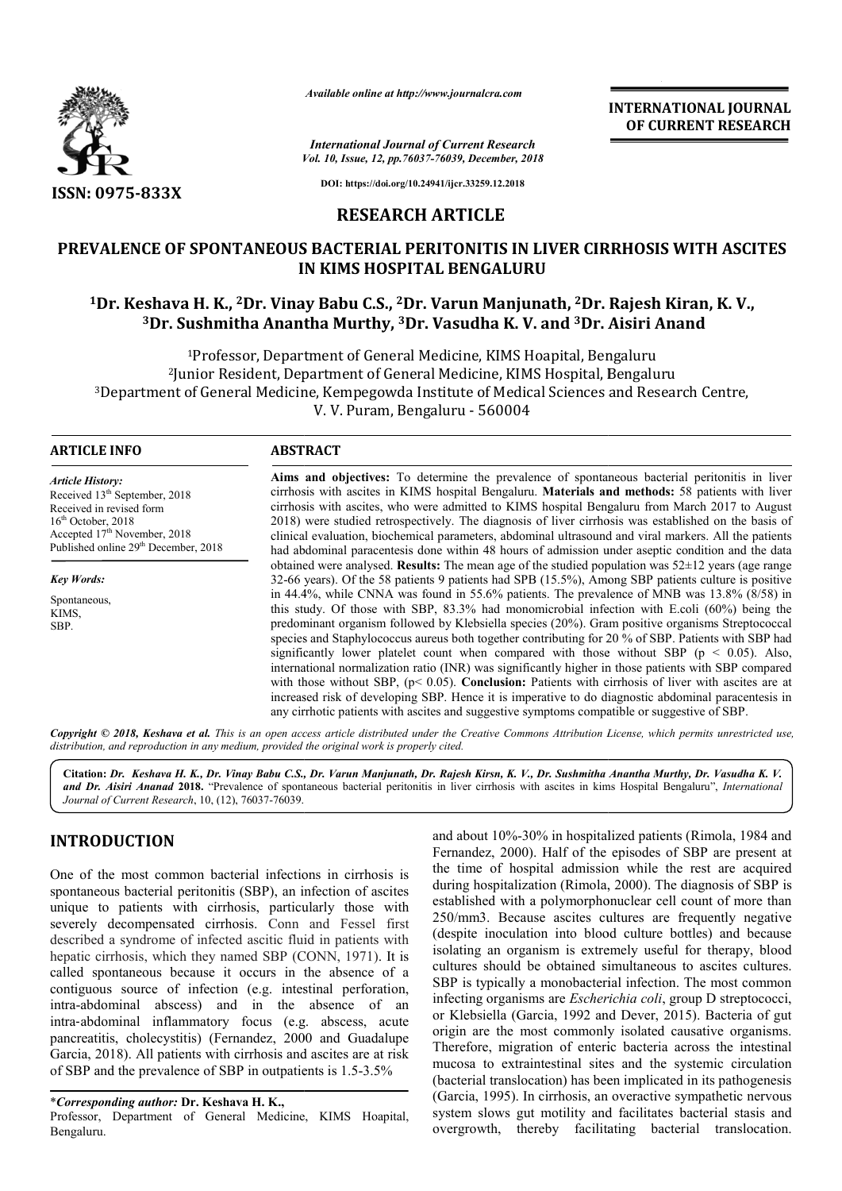*Available online at http://www.journalcra.com*

*International Journal of Current Research*
*Vol. 10, Issue, 12, pp.76037-76039, December, 2018*

**DOI: https://doi.org/10.24941/ijcr.33259.12.2018**

**INTERNATIONAL JOURNAL OF CURRENT RESEARCH**

**ISSN: 0975-833X**

## RESEARCH ARTICLE

# PREVALENCE OF SPONTANEOUS BACTERIAL PERITONITIS IN LIVER CIRRHOSIS WITH ASCITES IN KIMS HOSPITAL BENGALURU

**[1]Dr. Keshava H. K., [2]Dr. Vinay Babu C.S., [2]Dr. Varun Manjunath, [2]Dr. Rajesh Kiran, K. V., [3]Dr. Sushmitha Anantha Murthy, [3]Dr. Vasudha K. V. and [3]Dr. Aisiri Anand**

[1]Professor, Department of General Medicine, KIMS Hoapital, Bengaluru
[2]Junior Resident, Department of General Medicine, KIMS Hospital, Bengaluru
[3]Department of General Medicine, Kempegowda Institute of Medical Sciences and Research Centre, V. V. Puram, Bengaluru - 560004

### ARTICLE INFO

*Article History:*
Received 13th September, 2018
Received in revised form
16th October, 2018
Accepted 17th November, 2018
Published online 29th December, 2018

*Key Words:*
Spontaneous,
KIMS,
SBP.

### ABSTRACT

**Aims and objectives:** To determine the prevalence of spontaneous bacterial peritonitis in liver cirrhosis with ascites in KIMS hospital Bengaluru. **Materials and methods:** 58 patients with liver cirrhosis with ascites, who were admitted to KIMS hospital Bengaluru from March 2017 to August 2018) were studied retrospectively. The diagnosis of liver cirrhosis was established on the basis of clinical evaluation, biochemical parameters, abdominal ultrasound and viral markers. All the patients had abdominal paracentesis done within 48 hours of admission under aseptic condition and the data obtained were analysed. **Results:** The mean age of the studied population was 52±12 years (age range 32-66 years). Of the 58 patients 9 patients had SPB (15.5%), Among SBP patients culture is positive in 44.4%, while CNNA was found in 55.6% patients. The prevalence of MNB was 13.8% (8/58) in this study. Of those with SBP, 83.3% had monomicrobial infection with E.coli (60%) being the predominant organism followed by Klebsiella species (20%). Gram positive organisms Streptococcal species and Staphylococcus aureus both together contributing for 20 % of SBP. Patients with SBP had significantly lower platelet count when compared with those without SBP ($p < 0.05$). Also, international normalization ratio (INR) was significantly higher in those patients with SBP compared with those without SBP, ($p < 0.05$). **Conclusion:** Patients with cirrhosis of liver with ascites are at increased risk of developing SBP. Hence it is imperative to do diagnostic abdominal paracentesis in any cirrhotic patients with ascites and suggestive symptoms compatible or suggestive of SBP.

*Copyright © 2018, Keshava et al. This is an open access article distributed under the Creative Commons Attribution License, which permits unrestricted use, distribution, and reproduction in any medium, provided the original work is properly cited.*

**Citation:** *Dr. Keshava H. K., Dr. Vinay Babu C.S., Dr. Varun Manjunath, Dr. Rajesh Kirsn, K. V., Dr. Sushmitha Anantha Murthy, Dr. Vasudha K. V. and Dr. Aisiri Ananad* **2018.** "Prevalence of spontaneous bacterial peritonitis in liver cirrhosis with ascites in kims Hospital Bengaluru", *International Journal of Current Research*, 10, (12), 76037-76039.

## INTRODUCTION

One of the most common bacterial infections in cirrhosis is spontaneous bacterial peritonitis (SBP), an infection of ascites unique to patients with cirrhosis, particularly those with severely decompensated cirrhosis. Conn and Fessel first described a syndrome of infected ascitic fluid in patients with hepatic cirrhosis, which they named SBP (CONN, 1971). It is called spontaneous because it occurs in the absence of a contiguous source of infection (e.g. intestinal perforation, intra-abdominal abscess) and in the absence of an intra-abdominal inflammatory focus (e.g. abscess, acute pancreatitis, cholecystitis) (Fernandez, 2000 and Guadalupe Garcia, 2018). All patients with cirrhosis and ascites are at risk of SBP and the prevalence of SBP in outpatients is 1.5-3.5% and about 10%-30% in hospitalized patients (Rimola, 1984 and Fernandez, 2000). Half of the episodes of SBP are present at the time of hospital admission while the rest are acquired during hospitalization (Rimola, 2000). The diagnosis of SBP is established with a polymorphonuclear cell count of more than 250/mm3. Because ascites cultures are frequently negative (despite inoculation into blood culture bottles) and because isolating an organism is extremely useful for therapy, blood cultures should be obtained simultaneous to ascites cultures. SBP is typically a monobacterial infection. The most common infecting organisms are *Escherichia coli*, group D streptococci, or Klebsiella (Garcia, 1992 and Dever, 2015). Bacteria of gut origin are the most commonly isolated causative organisms. Therefore, migration of enteric bacteria across the intestinal mucosa to extraintestinal sites and the systemic circulation (bacterial translocation) has been implicated in its pathogenesis (Garcia, 1995). In cirrhosis, an overactive sympathetic nervous system slows gut motility and facilitates bacterial stasis and overgrowth, thereby facilitating bacterial translocation.

\**Corresponding author:* **Dr. Keshava H. K.,**
Professor, Department of General Medicine, KIMS Hoapital, Bengaluru.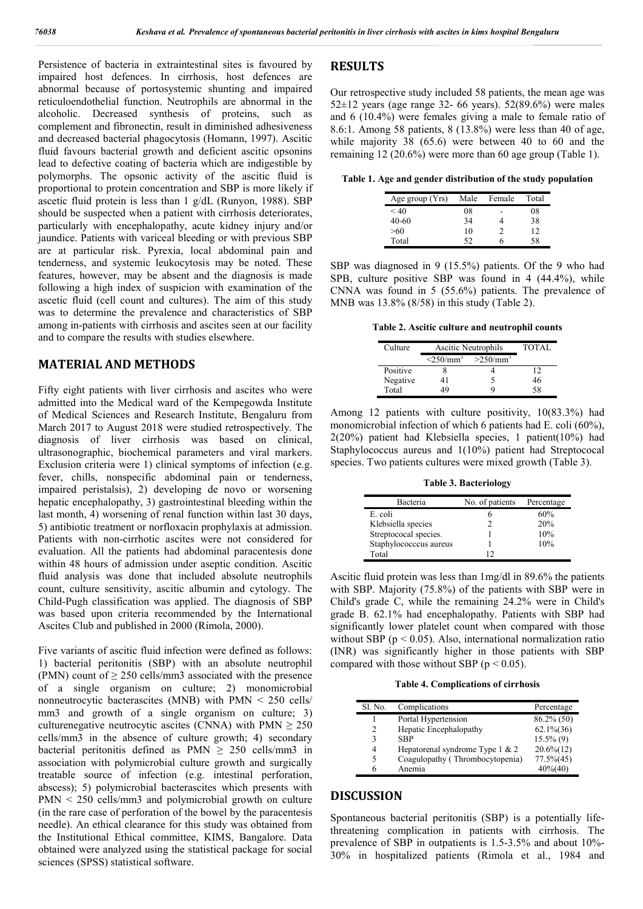Persistence of bacteria in extraintestinal sites is favoured by impaired host defences. In cirrhosis, host defences are abnormal because of portosystemic shunting and impaired reticuloendothelial function. Neutrophils are abnormal in the alcoholic. Decreased synthesis of proteins, such as complement and fibronectin, result in diminished adhesiveness and decreased bacterial phagocytosis (Homann, 1997). Ascitic fluid favours bacterial growth and deficient ascitic opsonins lead to defective coating of bacteria which are indigestible by polymorphs. The opsonic activity of the ascitic fluid is proportional to protein concentration and SBP is more likely if ascetic fluid protein is less than 1 g/dL (Runyon, 1988). SBP should be suspected when a patient with cirrhosis deteriorates, particularly with encephalopathy, acute kidney injury and/or jaundice. Patients with variceal bleeding or with previous SBP are at particular risk. Pyrexia, local abdominal pain and tenderness, and systemic leukocytosis may be noted. These features, however, may be absent and the diagnosis is made following a high index of suspicion with examination of the ascetic fluid (cell count and cultures). The aim of this study was to determine the prevalence and characteristics of SBP among in-patients with cirrhosis and ascites seen at our facility and to compare the results with studies elsewhere.

## MATERIAL AND METHODS

Fifty eight patients with liver cirrhosis and ascites who were admitted into the Medical ward of the Kempegowda Institute of Medical Sciences and Research Institute, Bengaluru from March 2017 to August 2018 were studied retrospectively. The diagnosis of liver cirrhosis was based on clinical, ultrasonographic, biochemical parameters and viral markers. Exclusion criteria were 1) clinical symptoms of infection (e.g. fever, chills, nonspecific abdominal pain or tenderness, impaired peristalsis), 2) developing de novo or worsening hepatic encephalopathy, 3) gastrointestinal bleeding within the last month, 4) worsening of renal function within last 30 days, 5) antibiotic treatment or norfloxacin prophylaxis at admission. Patients with non-cirrhotic ascites were not considered for evaluation. All the patients had abdominal paracentesis done within 48 hours of admission under aseptic condition. Ascitic fluid analysis was done that included absolute neutrophils count, culture sensitivity, ascitic albumin and cytology. The Child-Pugh classification was applied. The diagnosis of SBP was based upon criteria recommended by the International Ascites Club and published in 2000 (Rimola, 2000).

Five variants of ascitic fluid infection were defined as follows: 1) bacterial peritonitis (SBP) with an absolute neutrophil (PMN) count of $\geq 250$ cells/mm3 associated with the presence of a single organism on culture; 2) monomicrobial nonneutrocytic bacterascites (MNB) with PMN < 250 cells/ mm3 and growth of a single organism on culture; 3) culturenegative neutrocytic ascites (CNNA) with PMN $\geq 250$ cells/mm3 in the absence of culture growth; 4) secondary bacterial peritonitis defined as PMN $\geq 250$ cells/mm3 in association with polymicrobial culture growth and surgically treatable source of infection (e.g. intestinal perforation, abscess); 5) polymicrobial bacterascites which presents with PMN < 250 cells/mm3 and polymicrobial growth on culture (in the rare case of perforation of the bowel by the paracentesis needle). An ethical clearance for this study was obtained from the Institutional Ethical committee, KIMS, Bangalore. Data obtained were analyzed using the statistical package for social sciences (SPSS) statistical software.

## RESULTS

Our retrospective study included 58 patients, the mean age was 52±12 years (age range 32- 66 years). 52(89.6%) were males and 6 (10.4%) were females giving a male to female ratio of 8.6:1. Among 58 patients, 8 (13.8%) were less than 40 of age, while majority 38 (65.6) were between 40 to 60 and the remaining 12 (20.6%) were more than 60 age group (Table 1).

**Table 1. Age and gender distribution of the study population**

| Age group (Yrs) | Male | Female | Total |
|---|---|---|---|
| < 40 | 08 | - | 08 |
| 40-60 | 34 | 4 | 38 |
| >60 | 10 | 2 | 12 |
| Total | 52 | 6 | 58 |

SBP was diagnosed in 9 (15.5%) patients. Of the 9 who had SPB, culture positive SBP was found in 4 (44.4%), while CNNA was found in 5 (55.6%) patients. The prevalence of MNB was 13.8% (8/58) in this study (Table 2).

**Table 2. Ascitic culture and neutrophil counts**

| Culture | Ascitic Neutrophils | | TOTAL |
|---|---|---|---|
| | <250/mm$^3$ | >250/mm$^3$ | |
| Positive | 8 | 4 | 12 |
| Negative | 41 | 5 | 46 |
| Total | 49 | 9 | 58 |

Among 12 patients with culture positivity, 10(83.3%) had monomicrobial infection of which 6 patients had E. coli (60%), 2(20%) patient had Klebsiella species, 1 patient(10%) had Staphylococcus aureus and 1(10%) patient had Streptococal species. Two patients cultures were mixed growth (Table 3).

**Table 3. Bacteriology**

| Bacteria | No. of patients | Percentage |
|---|---|---|
| E. coli | 6 | 60% |
| Klebsiella species | 2 | 20% |
| Streptococal species. | 1 | 10% |
| Staphylococcus aureus | 1 | 10% |
| Total | 12 | |

Ascitic fluid protein was less than 1mg/dl in 89.6% the patients with SBP. Majority (75.8%) of the patients with SBP were in Child's grade C, while the remaining 24.2% were in Child's grade B. 62.1% had encephalopathy. Patients with SBP had significantly lower platelet count when compared with those without SBP ($p < 0.05$). Also, international normalization ratio (INR) was significantly higher in those patients with SBP compared with those without SBP ($p < 0.05$).

**Table 4. Complications of cirrhosis**

| Sl. No. | Complications | Percentage |
|---|---|---|
| 1 | Portal Hypertension | 86.2% (50) |
| 2 | Hepatic Encephalopathy | 62.1%(36) |
| 3 | SBP | 15.5% (9) |
| 4 | Hepatorenal syndrome Type 1 & 2 | 20.6%(12) |
| 5 | Coagulopathy ( Thrombocytopenia) | 77.5%(45) |
| 6 | Anemia | 40%(40) |

## DISCUSSION

Spontaneous bacterial peritonitis (SBP) is a potentially life-threatening complication in patients with cirrhosis. The prevalence of SBP in outpatients is 1.5-3.5% and about 10%-30% in hospitalized patients (Rimola et al., 1984 and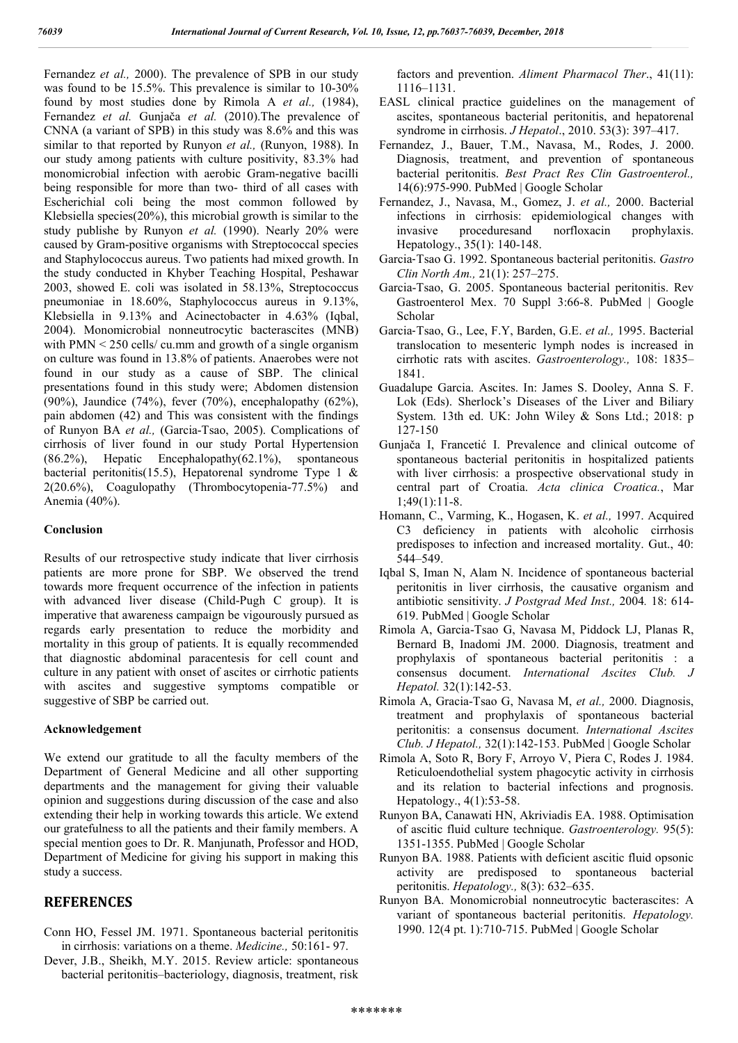Fernandez *et al.,* 2000). The prevalence of SPB in our study was found to be 15.5%. This prevalence is similar to 10-30% found by most studies done by Rimola A *et al.,* (1984), Fernandez *et al.* Gunjača *et al.* (2010).The prevalence of CNNA (a variant of SPB) in this study was 8.6% and this was similar to that reported by Runyon *et al.,* (Runyon, 1988). In our study among patients with culture positivity, 83.3% had monomicrobial infection with aerobic Gram-negative bacilli being responsible for more than two- third of all cases with Escherichial coli being the most common followed by Klebsiella species(20%), this microbial growth is similar to the study publishe by Runyon *et al.* (1990). Nearly 20% were caused by Gram-positive organisms with Streptococcal species and Staphylococcus aureus. Two patients had mixed growth. In the study conducted in Khyber Teaching Hospital, Peshawar 2003, showed E. coli was isolated in 58.13%, Streptococcus pneumoniae in 18.60%, Staphylococcus aureus in 9.13%, Klebsiella in 9.13% and Acinectobacter in 4.63% (Iqbal, 2004). Monomicrobial nonneutrocytic bacterascites (MNB) with PMN < 250 cells/ cu.mm and growth of a single organism on culture was found in 13.8% of patients. Anaerobes were not found in our study as a cause of SBP. The clinical presentations found in this study were; Abdomen distension (90%), Jaundice (74%), fever (70%), encephalopathy (62%), pain abdomen (42) and This was consistent with the findings of Runyon BA *et al.,* (Garcia-Tsao, 2005). Complications of cirrhosis of liver found in our study Portal Hypertension (86.2%), Hepatic Encephalopathy(62.1%), spontaneous bacterial peritonitis(15.5), Hepatorenal syndrome Type 1 & 2(20.6%), Coagulopathy (Thrombocytopenia-77.5%) and Anemia (40%).

## Conclusion

Results of our retrospective study indicate that liver cirrhosis patients are more prone for SBP. We observed the trend towards more frequent occurrence of the infection in patients with advanced liver disease (Child-Pugh C group). It is imperative that awareness campaign be vigourously pursued as regards early presentation to reduce the morbidity and mortality in this group of patients. It is equally recommended that diagnostic abdominal paracentesis for cell count and culture in any patient with onset of ascites or cirrhotic patients with ascites and suggestive symptoms compatible or suggestive of SBP be carried out.

## Acknowledgement

We extend our gratitude to all the faculty members of the Department of General Medicine and all other supporting departments and the management for giving their valuable opinion and suggestions during discussion of the case and also extending their help in working towards this article. We extend our gratefulness to all the patients and their family members. A special mention goes to Dr. R. Manjunath, Professor and HOD, Department of Medicine for giving his support in making this study a success.

## REFERENCES

Conn HO, Fessel JM. 1971. Spontaneous bacterial peritonitis in cirrhosis: variations on a theme. *Medicine.,* 50:161- 97.

Dever, J.B., Sheikh, M.Y. 2015. Review article: spontaneous bacterial peritonitis–bacteriology, diagnosis, treatment, risk factors and prevention. *Aliment Pharmacol Ther*., 41(11): 1116–1131.

EASL clinical practice guidelines on the management of ascites, spontaneous bacterial peritonitis, and hepatorenal syndrome in cirrhosis. *J Hepatol*., 2010. 53(3): 397–417.

Fernandez, J., Bauer, T.M., Navasa, M., Rodes, J. 2000. Diagnosis, treatment, and prevention of spontaneous bacterial peritonitis. *Best Pract Res Clin Gastroenterol.,* 14(6):975-990. PubMed | Google Scholar

Fernandez, J., Navasa, M., Gomez, J. *et al.,* 2000. Bacterial infections in cirrhosis: epidemiological changes with invasive proceduresand norfloxacin prophylaxis. Hepatology., 35(1): 140-148.

Garcia-Tsao G. 1992. Spontaneous bacterial peritonitis. *Gastro Clin North Am.,* 21(1): 257–275.

Garcia-Tsao, G. 2005. Spontaneous bacterial peritonitis. Rev Gastroenterol Mex. 70 Suppl 3:66-8. PubMed | Google Scholar

Garcia-Tsao, G., Lee, F.Y, Barden, G.E. *et al.,* 1995. Bacterial translocation to mesenteric lymph nodes is increased in cirrhotic rats with ascites. *Gastroenterology.,* 108: 1835–1841.

Guadalupe Garcia. Ascites. In: James S. Dooley, Anna S. F. Lok (Eds). Sherlock's Diseases of the Liver and Biliary System. 13th ed. UK: John Wiley & Sons Ltd.; 2018: p 127-150

Gunjača I, Francetić I. Prevalence and clinical outcome of spontaneous bacterial peritonitis in hospitalized patients with liver cirrhosis: a prospective observational study in central part of Croatia. *Acta clinica Croatica.*, Mar 1;49(1):11-8.

Homann, C., Varming, K., Hogasen, K. *et al.,* 1997. Acquired C3 deficiency in patients with alcoholic cirrhosis predisposes to infection and increased mortality. Gut., 40: 544–549.

Iqbal S, Iman N, Alam N. Incidence of spontaneous bacterial peritonitis in liver cirrhosis, the causative organism and antibiotic sensitivity. *J Postgrad Med Inst.,* 2004*.* 18: 614-619. PubMed | Google Scholar

Rimola A, Garcia-Tsao G, Navasa M, Piddock LJ, Planas R, Bernard B, Inadomi JM. 2000. Diagnosis, treatment and prophylaxis of spontaneous bacterial peritonitis : a consensus document. *International Ascites Club. J Hepatol.* 32(1):142-53.

Rimola A, Gracia-Tsao G, Navasa M, *et al.,* 2000. Diagnosis, treatment and prophylaxis of spontaneous bacterial peritonitis: a consensus document. *International Ascites Club. J Hepatol.,* 32(1):142-153. PubMed | Google Scholar

Rimola A, Soto R, Bory F, Arroyo V, Piera C, Rodes J. 1984. Reticuloendothelial system phagocytic activity in cirrhosis and its relation to bacterial infections and prognosis. Hepatology., 4(1):53-58.

Runyon BA, Canawati HN, Akriviadis EA. 1988. Optimisation of ascitic fluid culture technique. *Gastroenterology.* 95(5): 1351-1355. PubMed | Google Scholar

Runyon BA. 1988. Patients with deficient ascitic fluid opsonic activity are predisposed to spontaneous bacterial peritonitis. *Hepatology.,* 8(3): 632–635.

Runyon BA. Monomicrobial nonneutrocytic bacterascites: A variant of spontaneous bacterial peritonitis. *Hepatology.* 1990. 12(4 pt. 1):710-715. PubMed | Google Scholar

\*\*\*\*\*\*\*